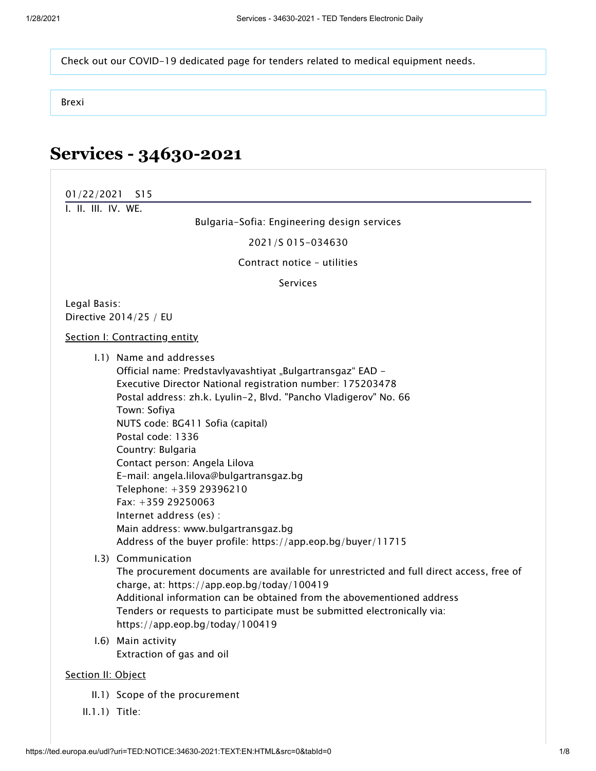Check out our COVID-19 dedicated page for tenders related to medical equipment needs.

Brexi

# Services - 34630-2021

01/22/2021 S15

I. II. III. IV. WE.

Bulgaria-Sofia: Engineering design services

2021/S 015-034630

Contract notice - utilities

Services

Legal Basis:
Directive 2014/25 / EU

Section I: Contracting entity

I.1) Name and addresses
Official name: Predstavlyavashtiyat „Bulgartransgaz" EAD - Executive Director National registration number: 175203478
Postal address: zh.k. Lyulin-2, Blvd. "Pancho Vladigerov" No. 66
Town: Sofiya
NUTS code: BG411 Sofia (capital)
Postal code: 1336
Country: Bulgaria
Contact person: Angela Lilova
E-mail: angela.lilova@bulgartransgaz.bg
Telephone: +359 29396210
Fax: +359 29250063
Internet address (es) :
Main address: www.bulgartransgaz.bg
Address of the buyer profile: https://app.eop.bg/buyer/11715

I.3) Communication
The procurement documents are available for unrestricted and full direct access, free of charge, at: https://app.eop.bg/today/100419
Additional information can be obtained from the abovementioned address
Tenders or requests to participate must be submitted electronically via: https://app.eop.bg/today/100419

I.6) Main activity
Extraction of gas and oil

Section II: Object

II.1) Scope of the procurement

II.1.1) Title: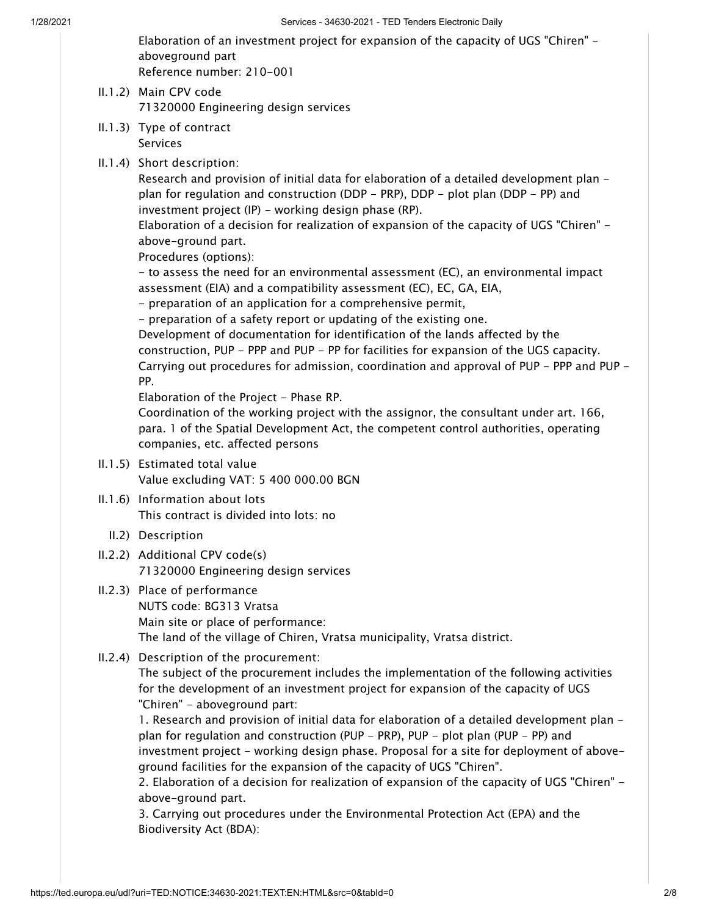Elaboration of an investment project for expansion of the capacity of UGS "Chiren" - aboveground part

Reference number: 210-001

II.1.2) Main CPV code

71320000 Engineering design services

II.1.3) Type of contract

Services

II.1.4) Short description:

Research and provision of initial data for elaboration of a detailed development plan - plan for regulation and construction (DDP - PRP), DDP - plot plan (DDP - PP) and investment project (IP) - working design phase (RP).

Elaboration of a decision for realization of expansion of the capacity of UGS "Chiren" - above-ground part.

Procedures (options):

- to assess the need for an environmental assessment (EC), an environmental impact assessment (EIA) and a compatibility assessment (EC), EC, GA, EIA,
- preparation of an application for a comprehensive permit,
- preparation of a safety report or updating of the existing one.

Development of documentation for identification of the lands affected by the construction, PUP - PPP and PUP - PP for facilities for expansion of the UGS capacity.

Carrying out procedures for admission, coordination and approval of PUP - PPP and PUP - PP.

Elaboration of the Project - Phase RP.

Coordination of the working project with the assignor, the consultant under art. 166, para. 1 of the Spatial Development Act, the competent control authorities, operating companies, etc. affected persons

II.1.5) Estimated total value

Value excluding VAT: 5 400 000.00 BGN

II.1.6) Information about lots

This contract is divided into lots: no

II.2) Description

II.2.2) Additional CPV code(s)

71320000 Engineering design services

II.2.3) Place of performance

NUTS code: BG313 Vratsa

Main site or place of performance:

The land of the village of Chiren, Vratsa municipality, Vratsa district.

II.2.4) Description of the procurement:

The subject of the procurement includes the implementation of the following activities for the development of an investment project for expansion of the capacity of UGS "Chiren" - aboveground part:

1. Research and provision of initial data for elaboration of a detailed development plan - plan for regulation and construction (PUP - PRP), PUP - plot plan (PUP - PP) and investment project - working design phase. Proposal for a site for deployment of above-ground facilities for the expansion of the capacity of UGS "Chiren".

2. Elaboration of a decision for realization of expansion of the capacity of UGS "Chiren" - above-ground part.

3. Carrying out procedures under the Environmental Protection Act (EPA) and the Biodiversity Act (BDA):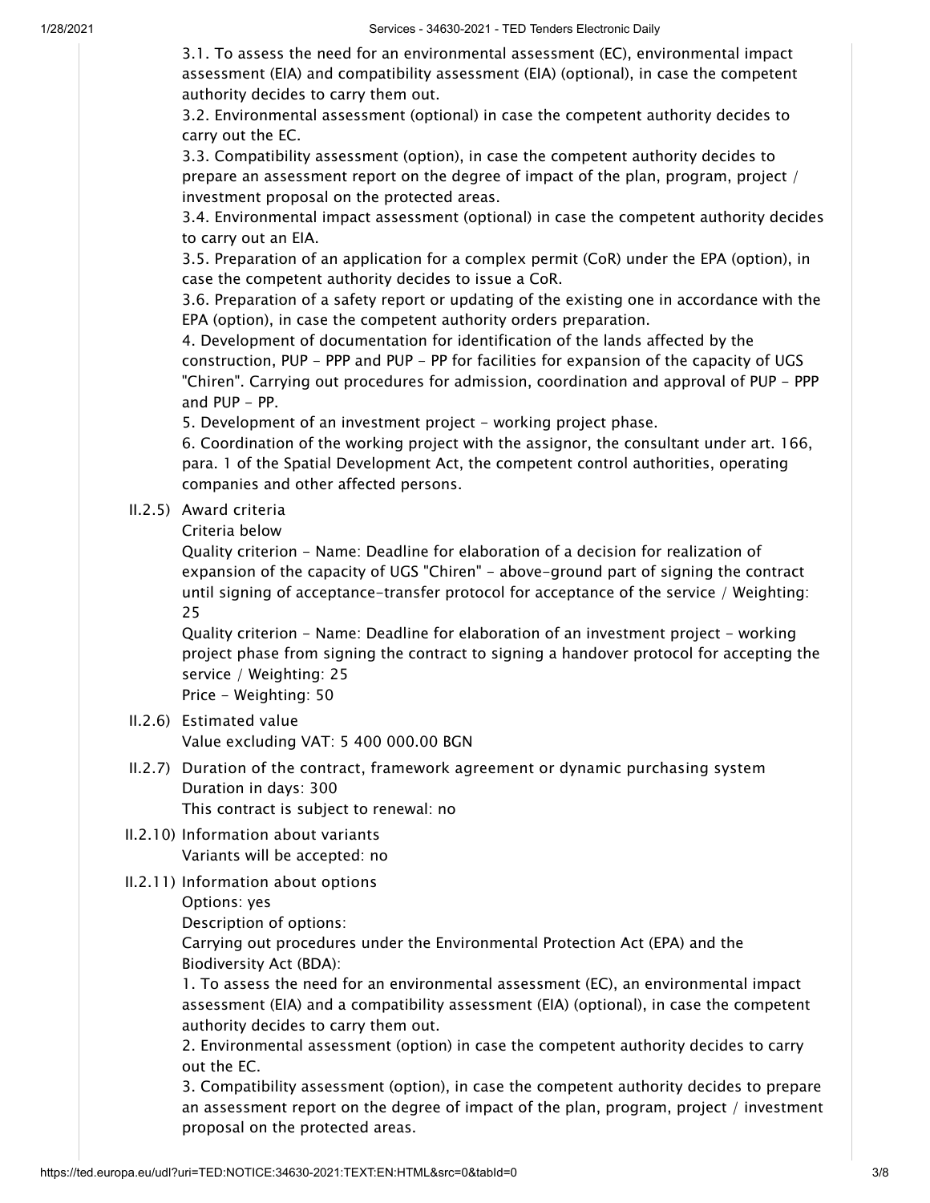3.1. To assess the need for an environmental assessment (EC), environmental impact assessment (EIA) and compatibility assessment (EIA) (optional), in case the competent authority decides to carry them out.

3.2. Environmental assessment (optional) in case the competent authority decides to carry out the EC.

3.3. Compatibility assessment (option), in case the competent authority decides to prepare an assessment report on the degree of impact of the plan, program, project / investment proposal on the protected areas.

3.4. Environmental impact assessment (optional) in case the competent authority decides to carry out an EIA.

3.5. Preparation of an application for a complex permit (CoR) under the EPA (option), in case the competent authority decides to issue a CoR.

3.6. Preparation of a safety report or updating of the existing one in accordance with the EPA (option), in case the competent authority orders preparation.

4. Development of documentation for identification of the lands affected by the construction, PUP - PPP and PUP - PP for facilities for expansion of the capacity of UGS "Chiren". Carrying out procedures for admission, coordination and approval of PUP - PPP and PUP - PP.

5. Development of an investment project - working project phase.

6. Coordination of the working project with the assignor, the consultant under art. 166, para. 1 of the Spatial Development Act, the competent control authorities, operating companies and other affected persons.

II.2.5) Award criteria

Criteria below

Quality criterion - Name: Deadline for elaboration of a decision for realization of expansion of the capacity of UGS "Chiren" - above-ground part of signing the contract until signing of acceptance-transfer protocol for acceptance of the service / Weighting: 25

Quality criterion - Name: Deadline for elaboration of an investment project - working project phase from signing the contract to signing a handover protocol for accepting the service / Weighting: 25

Price - Weighting: 50

II.2.6) Estimated value

Value excluding VAT: 5 400 000.00 BGN

II.2.7) Duration of the contract, framework agreement or dynamic purchasing system

Duration in days: 300

This contract is subject to renewal: no

II.2.10) Information about variants

Variants will be accepted: no

II.2.11) Information about options

Options: yes

Description of options:

Carrying out procedures under the Environmental Protection Act (EPA) and the Biodiversity Act (BDA):

1. To assess the need for an environmental assessment (EC), an environmental impact assessment (EIA) and a compatibility assessment (EIA) (optional), in case the competent authority decides to carry them out.

2. Environmental assessment (option) in case the competent authority decides to carry out the EC.

3. Compatibility assessment (option), in case the competent authority decides to prepare an assessment report on the degree of impact of the plan, program, project / investment proposal on the protected areas.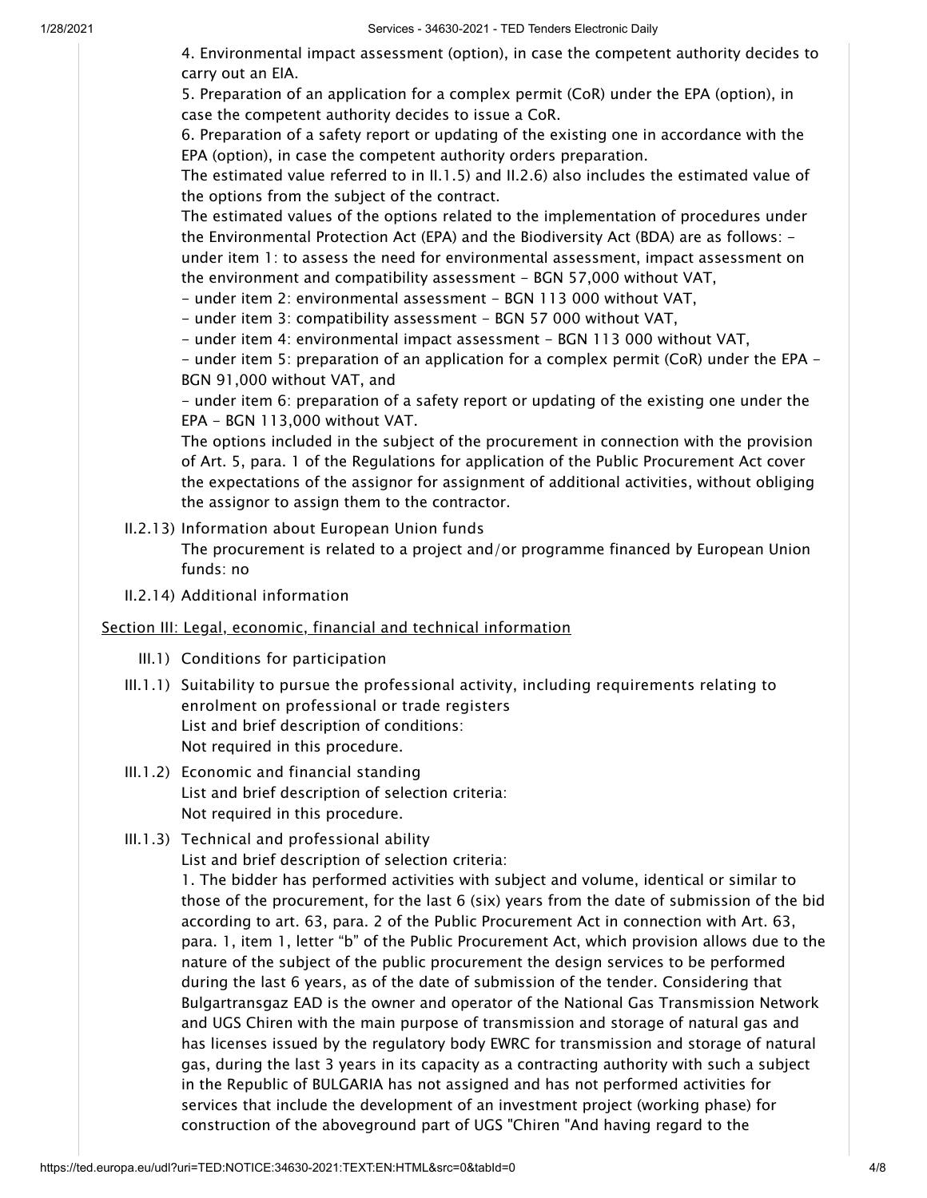4. Environmental impact assessment (option), in case the competent authority decides to carry out an EIA.

5. Preparation of an application for a complex permit (CoR) under the EPA (option), in case the competent authority decides to issue a CoR.

6. Preparation of a safety report or updating of the existing one in accordance with the EPA (option), in case the competent authority orders preparation.

The estimated value referred to in II.1.5) and II.2.6) also includes the estimated value of the options from the subject of the contract.

The estimated values of the options related to the implementation of procedures under the Environmental Protection Act (EPA) and the Biodiversity Act (BDA) are as follows: - under item 1: to assess the need for environmental assessment, impact assessment on the environment and compatibility assessment - BGN 57,000 without VAT,

- under item 2: environmental assessment - BGN 113 000 without VAT,
- under item 3: compatibility assessment - BGN 57 000 without VAT,
- under item 4: environmental impact assessment - BGN 113 000 without VAT,
- under item 5: preparation of an application for a complex permit (CoR) under the EPA - BGN 91,000 without VAT, and
- under item 6: preparation of a safety report or updating of the existing one under the EPA - BGN 113,000 without VAT.

The options included in the subject of the procurement in connection with the provision of Art. 5, para. 1 of the Regulations for application of the Public Procurement Act cover the expectations of the assignor for assignment of additional activities, without obliging the assignor to assign them to the contractor.

II.2.13) Information about European Union funds

The procurement is related to a project and/or programme financed by European Union funds: no

II.2.14) Additional information

## Section III: Legal, economic, financial and technical information

III.1) Conditions for participation

III.1.1) Suitability to pursue the professional activity, including requirements relating to enrolment on professional or trade registers

List and brief description of conditions:

Not required in this procedure.

III.1.2) Economic and financial standing

List and brief description of selection criteria:

Not required in this procedure.

III.1.3) Technical and professional ability

List and brief description of selection criteria:

1. The bidder has performed activities with subject and volume, identical or similar to those of the procurement, for the last 6 (six) years from the date of submission of the bid according to art. 63, para. 2 of the Public Procurement Act in connection with Art. 63, para. 1, item 1, letter "b" of the Public Procurement Act, which provision allows due to the nature of the subject of the public procurement the design services to be performed during the last 6 years, as of the date of submission of the tender. Considering that Bulgartransgaz EAD is the owner and operator of the National Gas Transmission Network and UGS Chiren with the main purpose of transmission and storage of natural gas and has licenses issued by the regulatory body EWRC for transmission and storage of natural gas, during the last 3 years in its capacity as a contracting authority with such a subject in the Republic of BULGARIA has not assigned and has not performed activities for services that include the development of an investment project (working phase) for construction of the aboveground part of UGS "Chiren "And having regard to the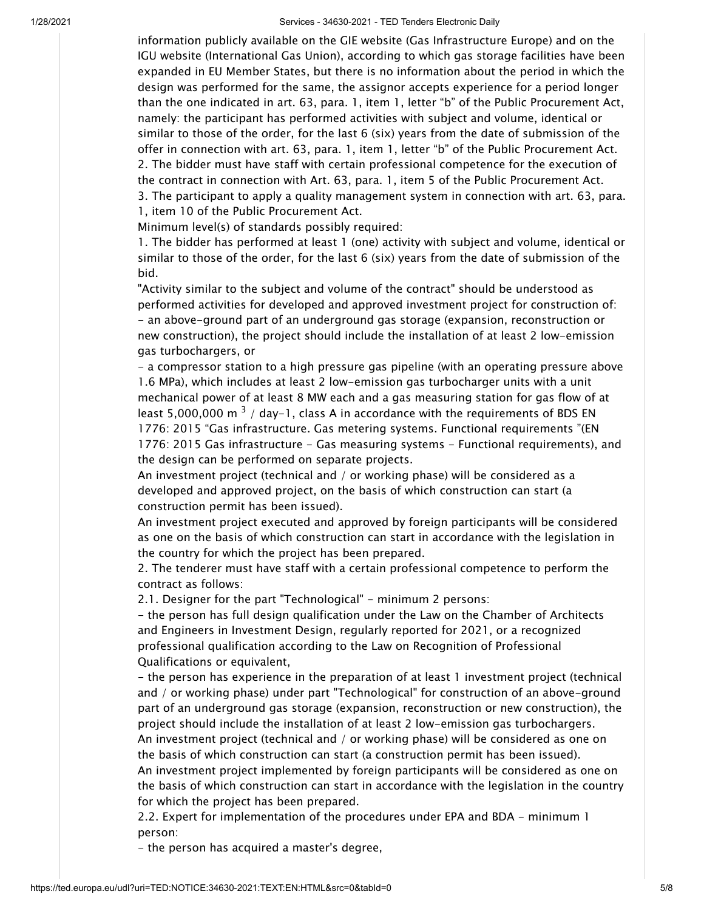information publicly available on the GIE website (Gas Infrastructure Europe) and on the IGU website (International Gas Union), according to which gas storage facilities have been expanded in EU Member States, but there is no information about the period in which the design was performed for the same, the assignor accepts experience for a period longer than the one indicated in art. 63, para. 1, item 1, letter "b" of the Public Procurement Act, namely: the participant has performed activities with subject and volume, identical or similar to those of the order, for the last 6 (six) years from the date of submission of the offer in connection with art. 63, para. 1, item 1, letter "b" of the Public Procurement Act.
2. The bidder must have staff with certain professional competence for the execution of the contract in connection with Art. 63, para. 1, item 5 of the Public Procurement Act.
3. The participant to apply a quality management system in connection with art. 63, para. 1, item 10 of the Public Procurement Act.

Minimum level(s) of standards possibly required:

1. The bidder has performed at least 1 (one) activity with subject and volume, identical or similar to those of the order, for the last 6 (six) years from the date of submission of the bid.

"Activity similar to the subject and volume of the contract" should be understood as performed activities for developed and approved investment project for construction of:
- an above-ground part of an underground gas storage (expansion, reconstruction or new construction), the project should include the installation of at least 2 low-emission gas turbochargers, or
- a compressor station to a high pressure gas pipeline (with an operating pressure above 1.6 MPa), which includes at least 2 low-emission gas turbocharger units with a unit mechanical power of at least 8 MW each and a gas measuring station for gas flow of at least 5,000,000 $m^3$ / day-1, class A in accordance with the requirements of BDS EN 1776: 2015 "Gas infrastructure. Gas metering systems. Functional requirements "(EN 1776: 2015 Gas infrastructure - Gas measuring systems - Functional requirements), and the design can be performed on separate projects.

An investment project (technical and / or working phase) will be considered as a developed and approved project, on the basis of which construction can start (a construction permit has been issued).

An investment project executed and approved by foreign participants will be considered as one on the basis of which construction can start in accordance with the legislation in the country for which the project has been prepared.

2. The tenderer must have staff with a certain professional competence to perform the contract as follows:

2.1. Designer for the part "Technological" - minimum 2 persons:
- the person has full design qualification under the Law on the Chamber of Architects and Engineers in Investment Design, regularly reported for 2021, or a recognized professional qualification according to the Law on Recognition of Professional Qualifications or equivalent,
- the person has experience in the preparation of at least 1 investment project (technical and / or working phase) under part "Technological" for construction of an above-ground part of an underground gas storage (expansion, reconstruction or new construction), the project should include the installation of at least 2 low-emission gas turbochargers.

An investment project (technical and / or working phase) will be considered as one on the basis of which construction can start (a construction permit has been issued).

An investment project implemented by foreign participants will be considered as one on the basis of which construction can start in accordance with the legislation in the country for which the project has been prepared.

2.2. Expert for implementation of the procedures under EPA and BDA - minimum 1 person:
- the person has acquired a master's degree,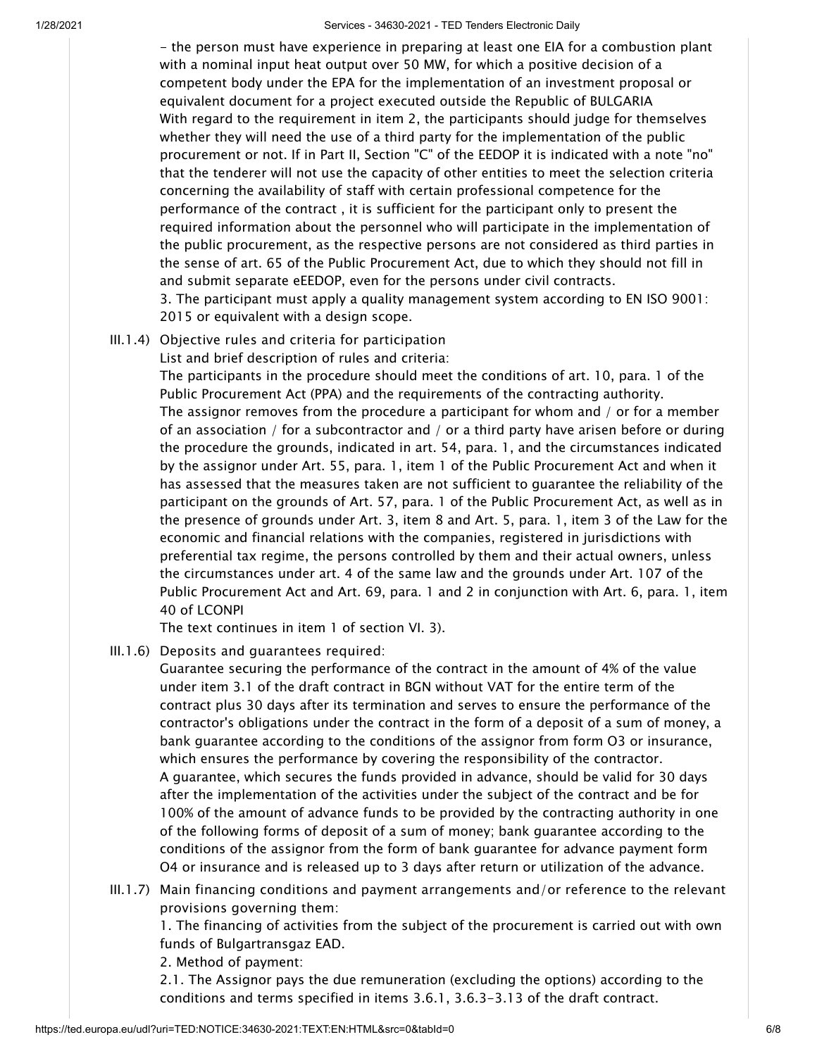- the person must have experience in preparing at least one EIA for a combustion plant with a nominal input heat output over 50 MW, for which a positive decision of a competent body under the EPA for the implementation of an investment proposal or equivalent document for a project executed outside the Republic of BULGARIA

With regard to the requirement in item 2, the participants should judge for themselves whether they will need the use of a third party for the implementation of the public procurement or not. If in Part II, Section "C" of the EEDOP it is indicated with a note "no" that the tenderer will not use the capacity of other entities to meet the selection criteria concerning the availability of staff with certain professional competence for the performance of the contract , it is sufficient for the participant only to present the required information about the personnel who will participate in the implementation of the public procurement, as the respective persons are not considered as third parties in the sense of art. 65 of the Public Procurement Act, due to which they should not fill in and submit separate eEEDOP, even for the persons under civil contracts.

3. The participant must apply a quality management system according to EN ISO 9001: 2015 or equivalent with a design scope.

III.1.4) Objective rules and criteria for participation

List and brief description of rules and criteria:

The participants in the procedure should meet the conditions of art. 10, para. 1 of the Public Procurement Act (PPA) and the requirements of the contracting authority.

The assignor removes from the procedure a participant for whom and / or for a member of an association / for a subcontractor and / or a third party have arisen before or during the procedure the grounds, indicated in art. 54, para. 1, and the circumstances indicated by the assignor under Art. 55, para. 1, item 1 of the Public Procurement Act and when it has assessed that the measures taken are not sufficient to guarantee the reliability of the participant on the grounds of Art. 57, para. 1 of the Public Procurement Act, as well as in the presence of grounds under Art. 3, item 8 and Art. 5, para. 1, item 3 of the Law for the economic and financial relations with the companies, registered in jurisdictions with preferential tax regime, the persons controlled by them and their actual owners, unless the circumstances under art. 4 of the same law and the grounds under Art. 107 of the Public Procurement Act and Art. 69, para. 1 and 2 in conjunction with Art. 6, para. 1, item 40 of LCONPI

The text continues in item 1 of section VI. 3).

III.1.6) Deposits and guarantees required:

Guarantee securing the performance of the contract in the amount of 4% of the value under item 3.1 of the draft contract in BGN without VAT for the entire term of the contract plus 30 days after its termination and serves to ensure the performance of the contractor's obligations under the contract in the form of a deposit of a sum of money, a bank guarantee according to the conditions of the assignor from form O3 or insurance, which ensures the performance by covering the responsibility of the contractor.

A guarantee, which secures the funds provided in advance, should be valid for 30 days after the implementation of the activities under the subject of the contract and be for 100% of the amount of advance funds to be provided by the contracting authority in one of the following forms of deposit of a sum of money; bank guarantee according to the conditions of the assignor from the form of bank guarantee for advance payment form O4 or insurance and is released up to 3 days after return or utilization of the advance.

III.1.7) Main financing conditions and payment arrangements and/or reference to the relevant provisions governing them:

1. The financing of activities from the subject of the procurement is carried out with own funds of Bulgartransgaz EAD.

2. Method of payment:

2.1. The Assignor pays the due remuneration (excluding the options) according to the conditions and terms specified in items 3.6.1, 3.6.3-3.13 of the draft contract.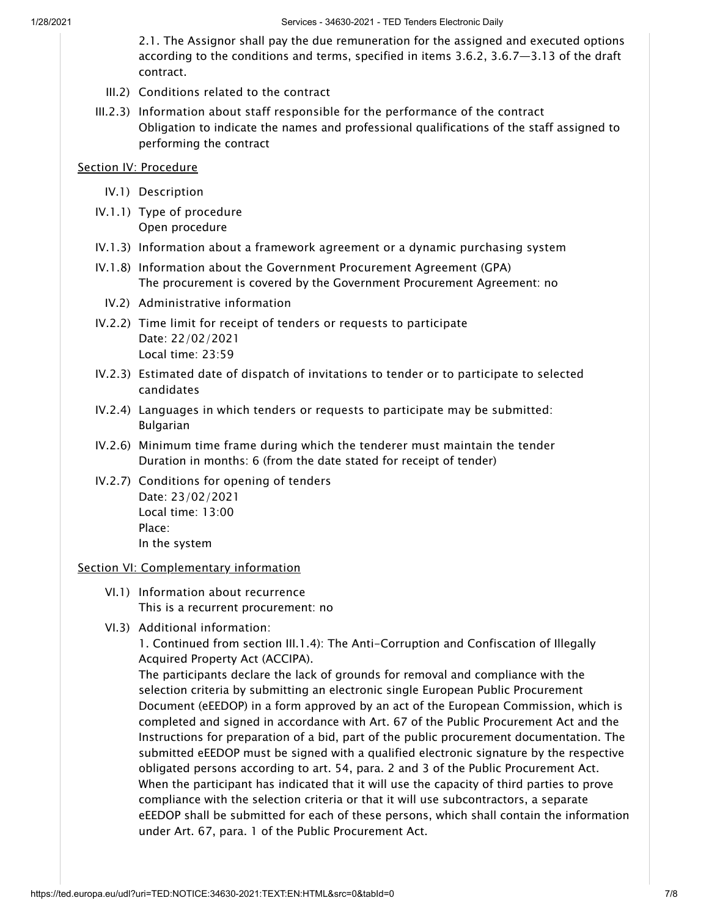2.1. The Assignor shall pay the due remuneration for the assigned and executed options according to the conditions and terms, specified in items 3.6.2, 3.6.7—3.13 of the draft contract.

III.2) Conditions related to the contract

III.2.3) Information about staff responsible for the performance of the contract
Obligation to indicate the names and professional qualifications of the staff assigned to performing the contract

## Section IV: Procedure

IV.1) Description

IV.1.1) Type of procedure
Open procedure

IV.1.3) Information about a framework agreement or a dynamic purchasing system

IV.1.8) Information about the Government Procurement Agreement (GPA)
The procurement is covered by the Government Procurement Agreement: no

IV.2) Administrative information

IV.2.2) Time limit for receipt of tenders or requests to participate
Date: 22/02/2021
Local time: 23:59

IV.2.3) Estimated date of dispatch of invitations to tender or to participate to selected candidates

IV.2.4) Languages in which tenders or requests to participate may be submitted:
Bulgarian

IV.2.6) Minimum time frame during which the tenderer must maintain the tender
Duration in months: 6 (from the date stated for receipt of tender)

IV.2.7) Conditions for opening of tenders
Date: 23/02/2021
Local time: 13:00
Place:
In the system

## Section VI: Complementary information

VI.1) Information about recurrence
This is a recurrent procurement: no

VI.3) Additional information:
1. Continued from section III.1.4): The Anti-Corruption and Confiscation of Illegally Acquired Property Act (ACCIPA).
The participants declare the lack of grounds for removal and compliance with the selection criteria by submitting an electronic single European Public Procurement Document (eEEDOP) in a form approved by an act of the European Commission, which is completed and signed in accordance with Art. 67 of the Public Procurement Act and the Instructions for preparation of a bid, part of the public procurement documentation. The submitted eEEDOP must be signed with a qualified electronic signature by the respective obligated persons according to art. 54, para. 2 and 3 of the Public Procurement Act. When the participant has indicated that it will use the capacity of third parties to prove compliance with the selection criteria or that it will use subcontractors, a separate eEEDOP shall be submitted for each of these persons, which shall contain the information under Art. 67, para. 1 of the Public Procurement Act.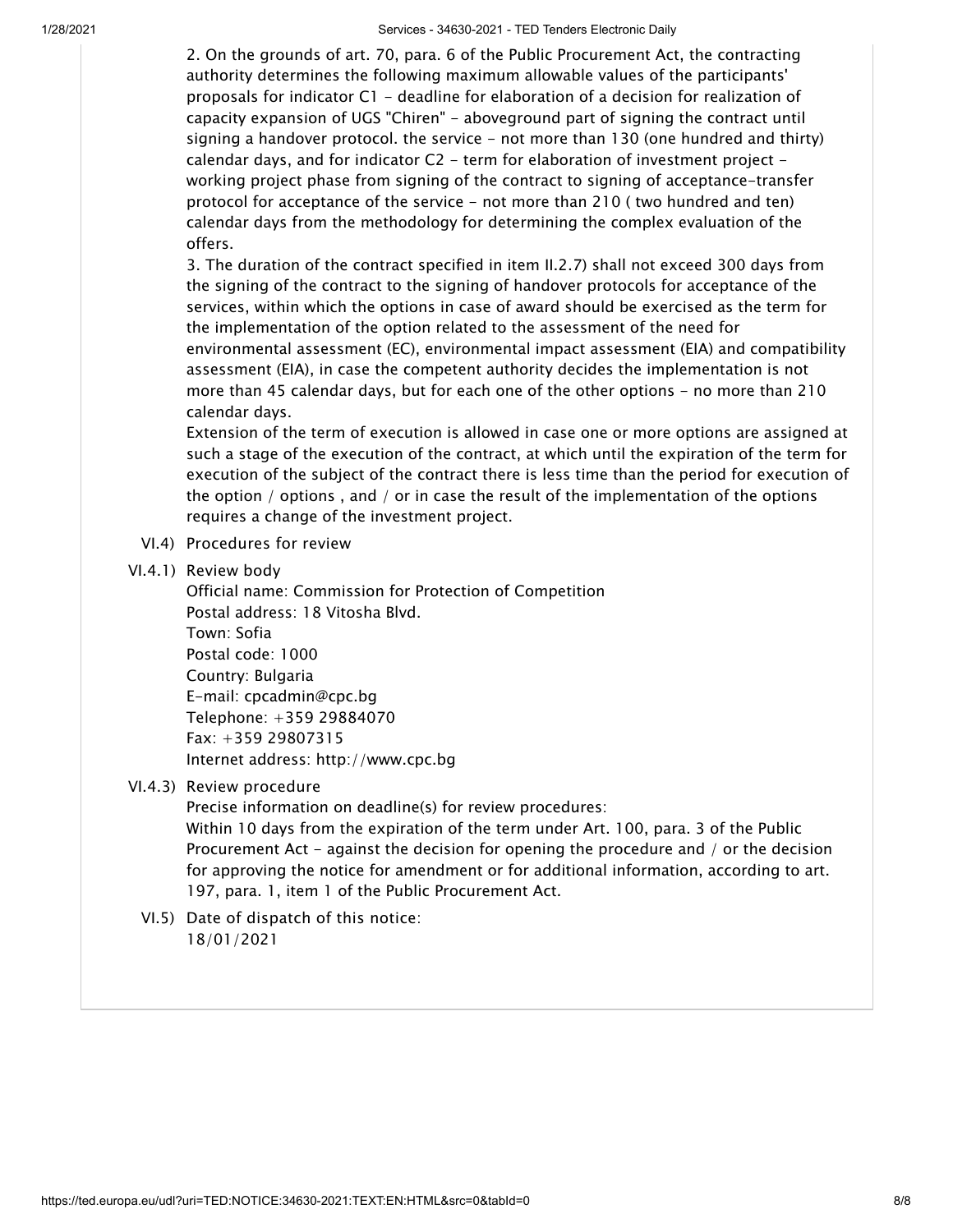2. On the grounds of art. 70, para. 6 of the Public Procurement Act, the contracting authority determines the following maximum allowable values of the participants' proposals for indicator C1 - deadline for elaboration of a decision for realization of capacity expansion of UGS "Chiren" - aboveground part of signing the contract until signing a handover protocol. the service - not more than 130 (one hundred and thirty) calendar days, and for indicator C2 - term for elaboration of investment project - working project phase from signing of the contract to signing of acceptance-transfer protocol for acceptance of the service - not more than 210 ( two hundred and ten) calendar days from the methodology for determining the complex evaluation of the offers.

3. The duration of the contract specified in item II.2.7) shall not exceed 300 days from the signing of the contract to the signing of handover protocols for acceptance of the services, within which the options in case of award should be exercised as the term for the implementation of the option related to the assessment of the need for environmental assessment (EC), environmental impact assessment (EIA) and compatibility assessment (EIA), in case the competent authority decides the implementation is not more than 45 calendar days, but for each one of the other options - no more than 210 calendar days.

Extension of the term of execution is allowed in case one or more options are assigned at such a stage of the execution of the contract, at which until the expiration of the term for execution of the subject of the contract there is less time than the period for execution of the option / options , and / or in case the result of the implementation of the options requires a change of the investment project.

VI.4) Procedures for review

VI.4.1) Review body

Official name: Commission for Protection of Competition
Postal address: 18 Vitosha Blvd.
Town: Sofia
Postal code: 1000
Country: Bulgaria
E-mail: cpcadmin@cpc.bg
Telephone: +359 29884070
Fax: +359 29807315
Internet address: http://www.cpc.bg

VI.4.3) Review procedure

Precise information on deadline(s) for review procedures:
Within 10 days from the expiration of the term under Art. 100, para. 3 of the Public Procurement Act - against the decision for opening the procedure and / or the decision for approving the notice for amendment or for additional information, according to art. 197, para. 1, item 1 of the Public Procurement Act.

VI.5) Date of dispatch of this notice:
18/01/2021